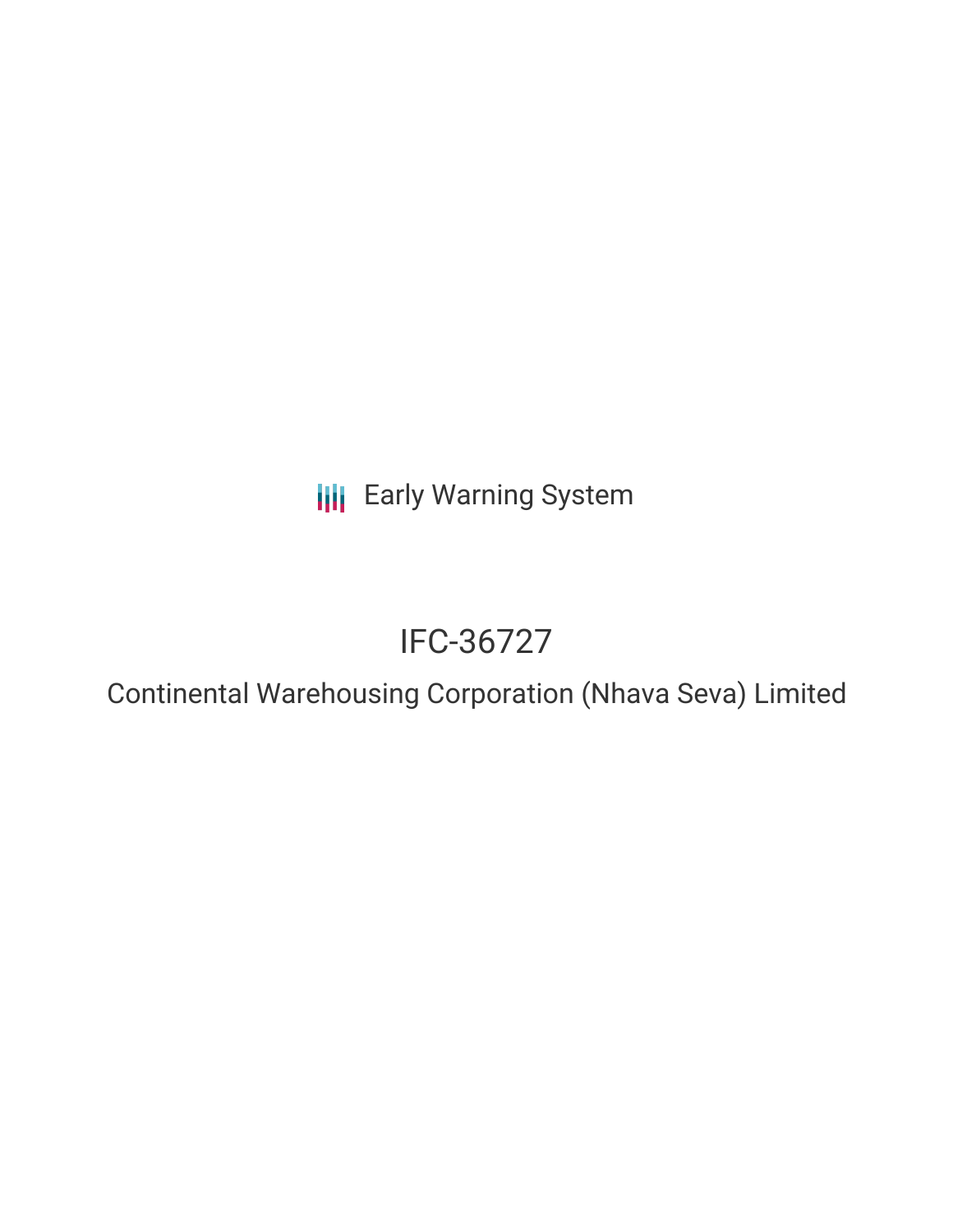Early Warning System

# IFC-36727

## Continental Warehousing Corporation (Nhava Seva) Limited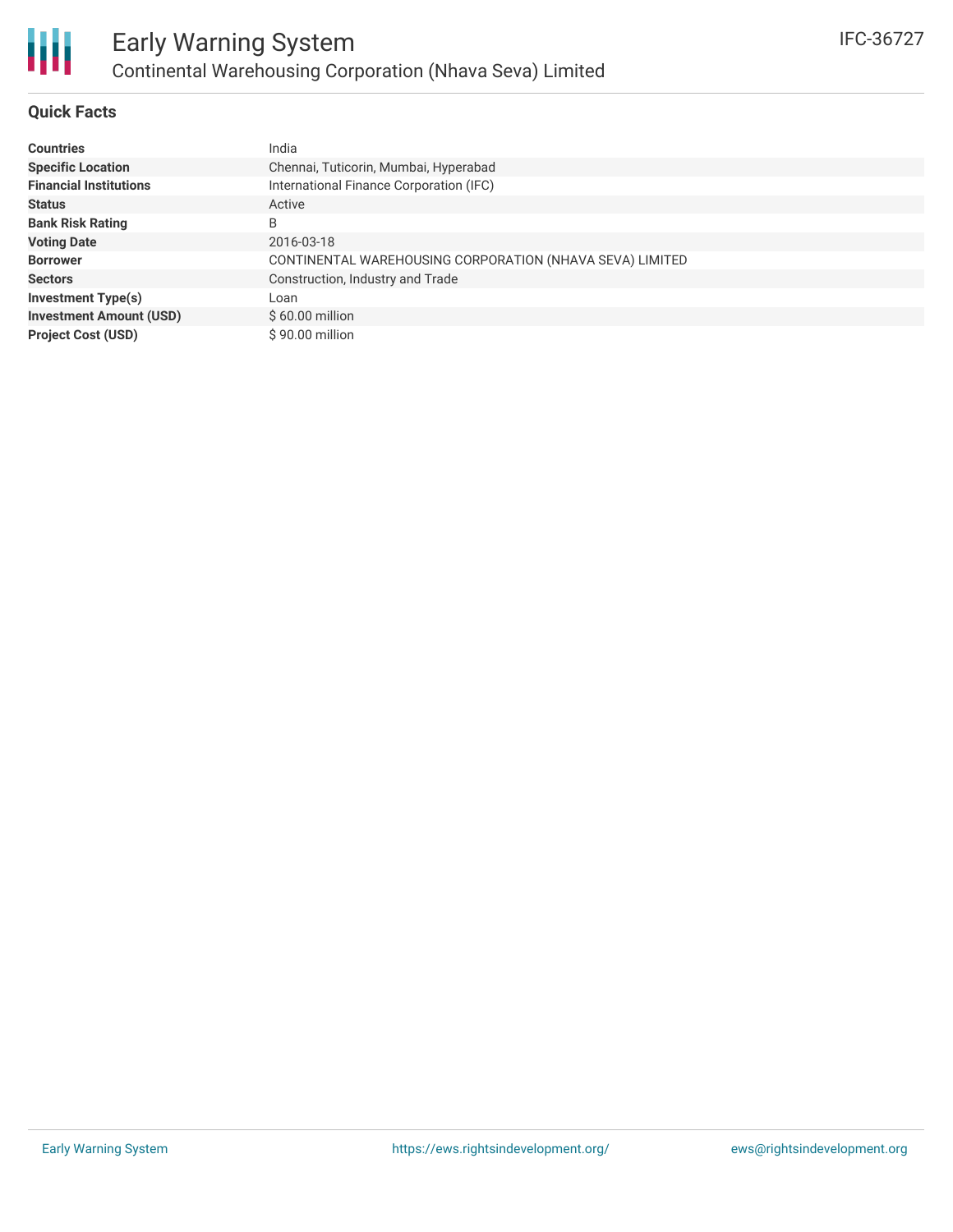# Early Warning System

## Continental Warehousing Corporation (Nhava Seva) Limited

IFC-36727

### Quick Facts

| | |
|---|---|
| **Countries** | India |
| **Specific Location** | Chennai, Tuticorin, Mumbai, Hyperabad |
| **Financial Institutions** | International Finance Corporation (IFC) |
| **Status** | Active |
| **Bank Risk Rating** | B |
| **Voting Date** | 2016-03-18 |
| **Borrower** | CONTINENTAL WAREHOUSING CORPORATION (NHAVA SEVA) LIMITED |
| **Sectors** | Construction, Industry and Trade |
| **Investment Type(s)** | Loan |
| **Investment Amount (USD)** | $ 60.00 million |
| **Project Cost (USD)** | $ 90.00 million |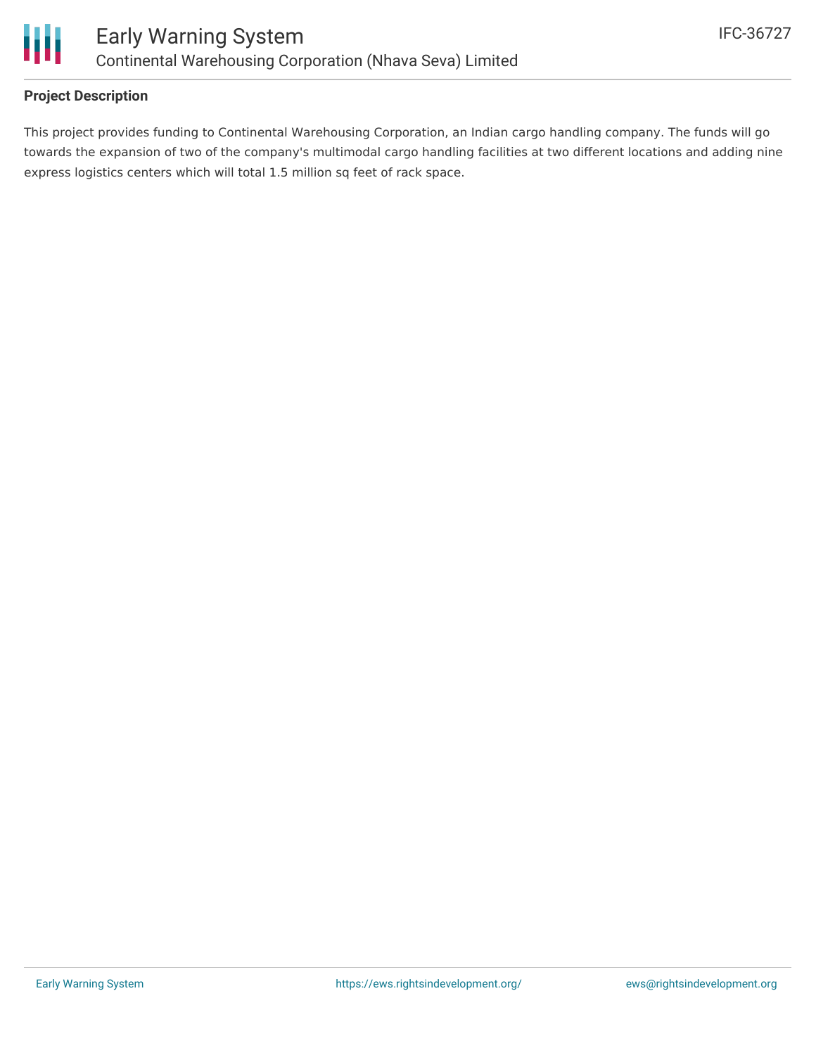## Project Description

This project provides funding to Continental Warehousing Corporation, an Indian cargo handling company. The funds will go towards the expansion of two of the company's multimodal cargo handling facilities at two different locations and adding nine express logistics centers which will total 1.5 million sq feet of rack space.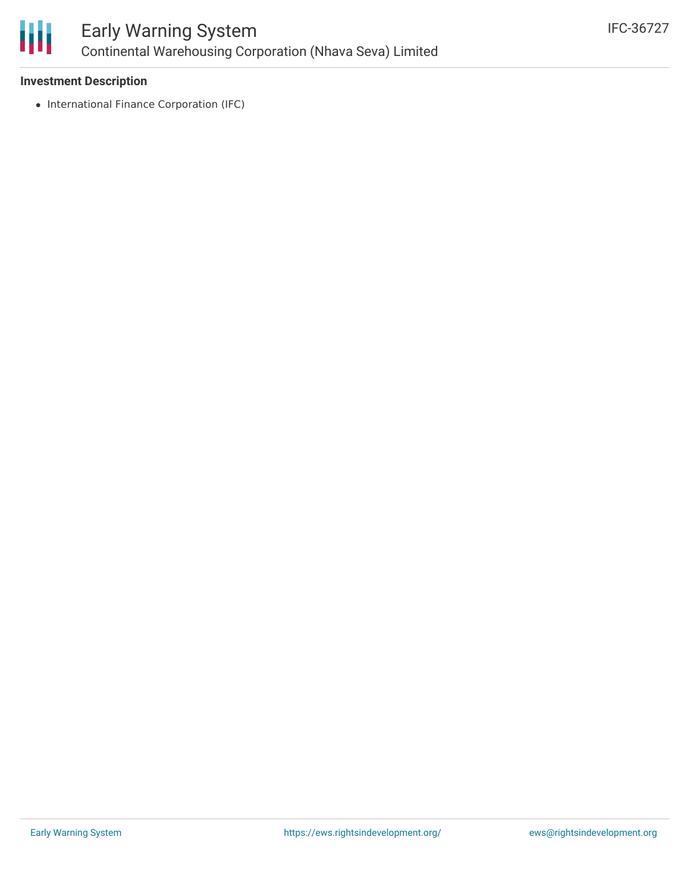### Investment Description

- International Finance Corporation (IFC)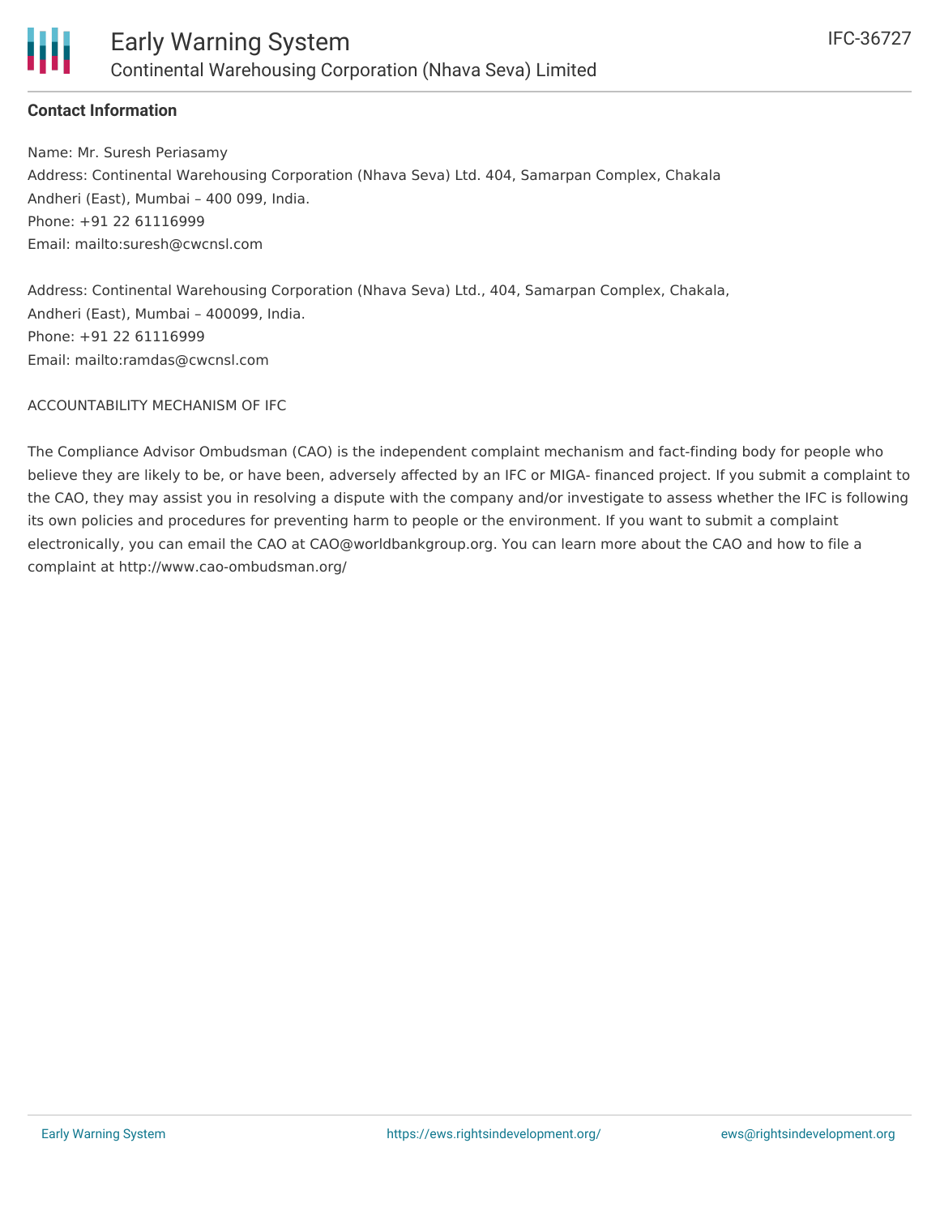**Contact Information**

Name: Mr. Suresh Periasamy
Address: Continental Warehousing Corporation (Nhava Seva) Ltd. 404, Samarpan Complex, Chakala
Andheri (East), Mumbai – 400 099, India.
Phone: +91 22 61116999
Email: mailto:suresh@cwcnsl.com

Address: Continental Warehousing Corporation (Nhava Seva) Ltd., 404, Samarpan Complex, Chakala,
Andheri (East), Mumbai – 400099, India.
Phone: +91 22 61116999
Email: mailto:ramdas@cwcnsl.com

ACCOUNTABILITY MECHANISM OF IFC

The Compliance Advisor Ombudsman (CAO) is the independent complaint mechanism and fact-finding body for people who believe they are likely to be, or have been, adversely affected by an IFC or MIGA- financed project. If you submit a complaint to the CAO, they may assist you in resolving a dispute with the company and/or investigate to assess whether the IFC is following its own policies and procedures for preventing harm to people or the environment. If you want to submit a complaint electronically, you can email the CAO at CAO@worldbankgroup.org. You can learn more about the CAO and how to file a complaint at http://www.cao-ombudsman.org/